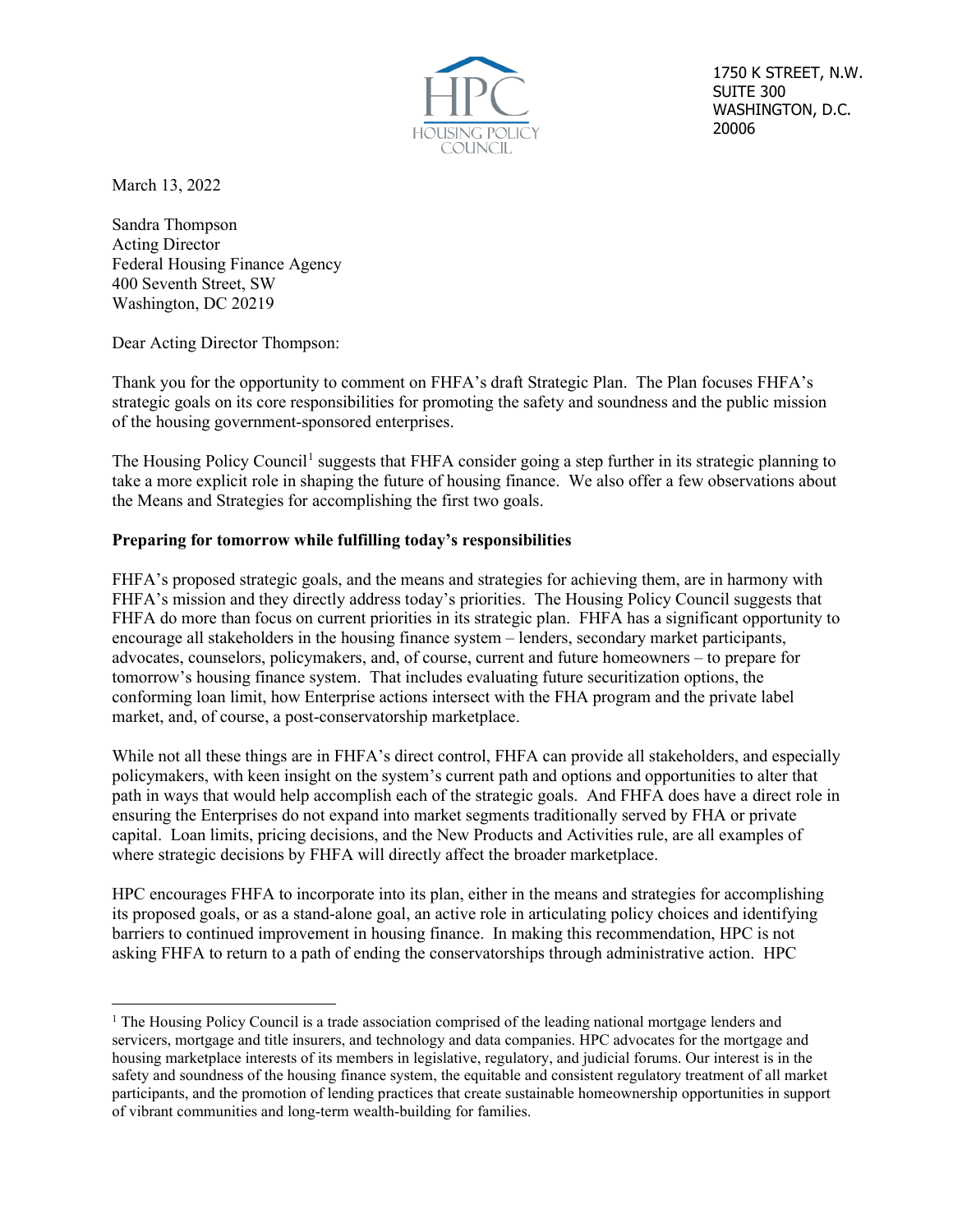HPC
HOUSING POLICY COUNCIL

1750 K STREET, N.W.
SUITE 300
WASHINGTON, D.C.
20006

March 13, 2022

Sandra Thompson
Acting Director
Federal Housing Finance Agency
400 Seventh Street, SW
Washington, DC 20219

Dear Acting Director Thompson:

Thank you for the opportunity to comment on FHFA's draft Strategic Plan. The Plan focuses FHFA's strategic goals on its core responsibilities for promoting the safety and soundness and the public mission of the housing government-sponsored enterprises.

The Housing Policy Council[1] suggests that FHFA consider going a step further in its strategic planning to take a more explicit role in shaping the future of housing finance. We also offer a few observations about the Means and Strategies for accomplishing the first two goals.

**Preparing for tomorrow while fulfilling today's responsibilities**

FHFA's proposed strategic goals, and the means and strategies for achieving them, are in harmony with FHFA's mission and they directly address today's priorities. The Housing Policy Council suggests that FHFA do more than focus on current priorities in its strategic plan. FHFA has a significant opportunity to encourage all stakeholders in the housing finance system – lenders, secondary market participants, advocates, counselors, policymakers, and, of course, current and future homeowners – to prepare for tomorrow's housing finance system. That includes evaluating future securitization options, the conforming loan limit, how Enterprise actions intersect with the FHA program and the private label market, and, of course, a post-conservatorship marketplace.

While not all these things are in FHFA's direct control, FHFA can provide all stakeholders, and especially policymakers, with keen insight on the system's current path and options and opportunities to alter that path in ways that would help accomplish each of the strategic goals. And FHFA does have a direct role in ensuring the Enterprises do not expand into market segments traditionally served by FHA or private capital. Loan limits, pricing decisions, and the New Products and Activities rule, are all examples of where strategic decisions by FHFA will directly affect the broader marketplace.

HPC encourages FHFA to incorporate into its plan, either in the means and strategies for accomplishing its proposed goals, or as a stand-alone goal, an active role in articulating policy choices and identifying barriers to continued improvement in housing finance. In making this recommendation, HPC is not asking FHFA to return to a path of ending the conservatorships through administrative action. HPC

[1] The Housing Policy Council is a trade association comprised of the leading national mortgage lenders and servicers, mortgage and title insurers, and technology and data companies. HPC advocates for the mortgage and housing marketplace interests of its members in legislative, regulatory, and judicial forums. Our interest is in the safety and soundness of the housing finance system, the equitable and consistent regulatory treatment of all market participants, and the promotion of lending practices that create sustainable homeownership opportunities in support of vibrant communities and long-term wealth-building for families.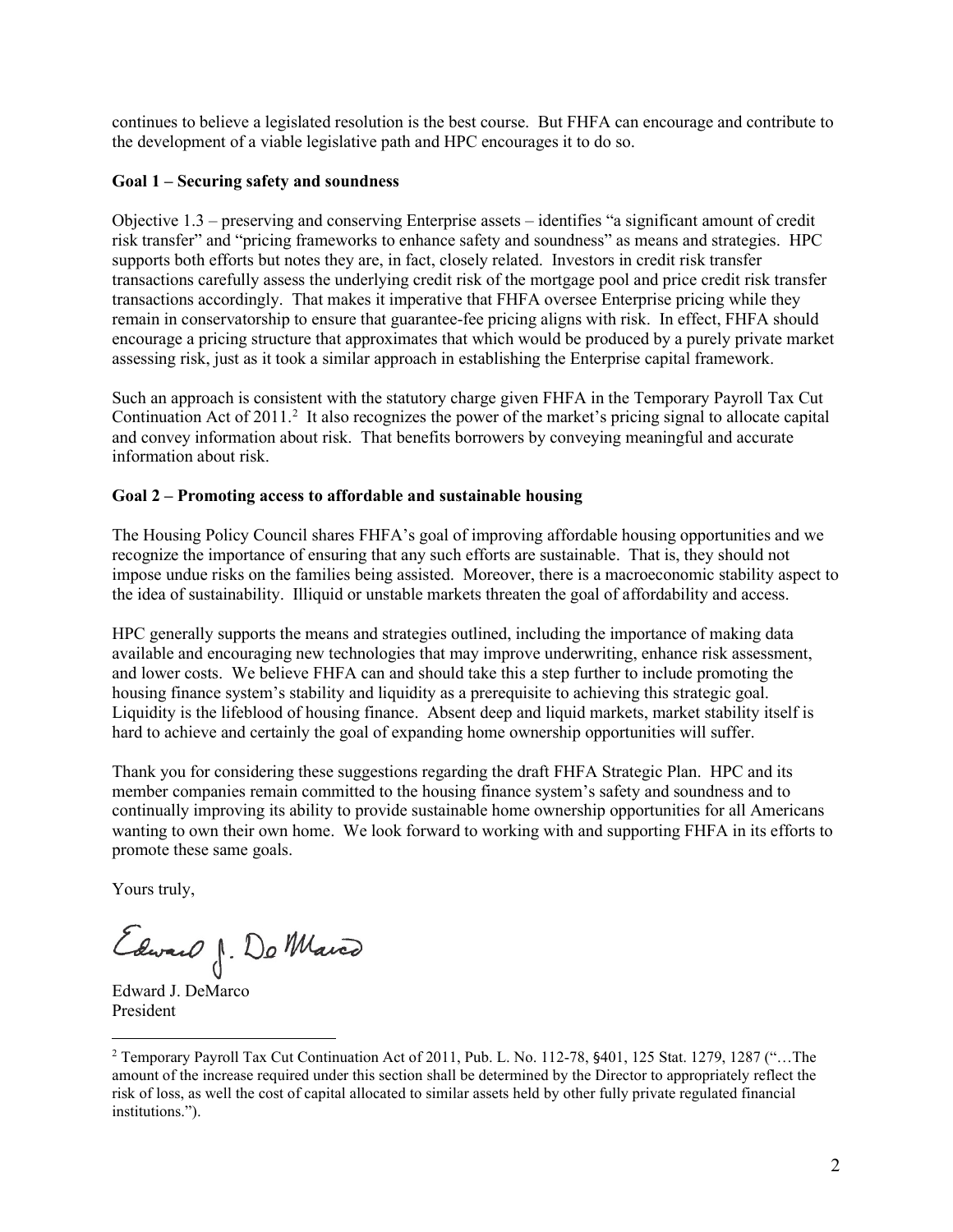continues to believe a legislated resolution is the best course. But FHFA can encourage and contribute to the development of a viable legislative path and HPC encourages it to do so.

**Goal 1 – Securing safety and soundness**

Objective 1.3 – preserving and conserving Enterprise assets – identifies "a significant amount of credit risk transfer" and "pricing frameworks to enhance safety and soundness" as means and strategies. HPC supports both efforts but notes they are, in fact, closely related. Investors in credit risk transfer transactions carefully assess the underlying credit risk of the mortgage pool and price credit risk transfer transactions accordingly. That makes it imperative that FHFA oversee Enterprise pricing while they remain in conservatorship to ensure that guarantee-fee pricing aligns with risk. In effect, FHFA should encourage a pricing structure that approximates that which would be produced by a purely private market assessing risk, just as it took a similar approach in establishing the Enterprise capital framework.

Such an approach is consistent with the statutory charge given FHFA in the Temporary Payroll Tax Cut Continuation Act of 2011.[2] It also recognizes the power of the market's pricing signal to allocate capital and convey information about risk. That benefits borrowers by conveying meaningful and accurate information about risk.

**Goal 2 – Promoting access to affordable and sustainable housing**

The Housing Policy Council shares FHFA's goal of improving affordable housing opportunities and we recognize the importance of ensuring that any such efforts are sustainable. That is, they should not impose undue risks on the families being assisted. Moreover, there is a macroeconomic stability aspect to the idea of sustainability. Illiquid or unstable markets threaten the goal of affordability and access.

HPC generally supports the means and strategies outlined, including the importance of making data available and encouraging new technologies that may improve underwriting, enhance risk assessment, and lower costs. We believe FHFA can and should take this a step further to include promoting the housing finance system's stability and liquidity as a prerequisite to achieving this strategic goal. Liquidity is the lifeblood of housing finance. Absent deep and liquid markets, market stability itself is hard to achieve and certainly the goal of expanding home ownership opportunities will suffer.

Thank you for considering these suggestions regarding the draft FHFA Strategic Plan. HPC and its member companies remain committed to the housing finance system's safety and soundness and to continually improving its ability to provide sustainable home ownership opportunities for all Americans wanting to own their own home. We look forward to working with and supporting FHFA in its efforts to promote these same goals.

Yours truly,

Edward J. DeMarco

Edward J. DeMarco
President

[2] Temporary Payroll Tax Cut Continuation Act of 2011, Pub. L. No. 112-78, §401, 125 Stat. 1279, 1287 ("…The amount of the increase required under this section shall be determined by the Director to appropriately reflect the risk of loss, as well the cost of capital allocated to similar assets held by other fully private regulated financial institutions.").